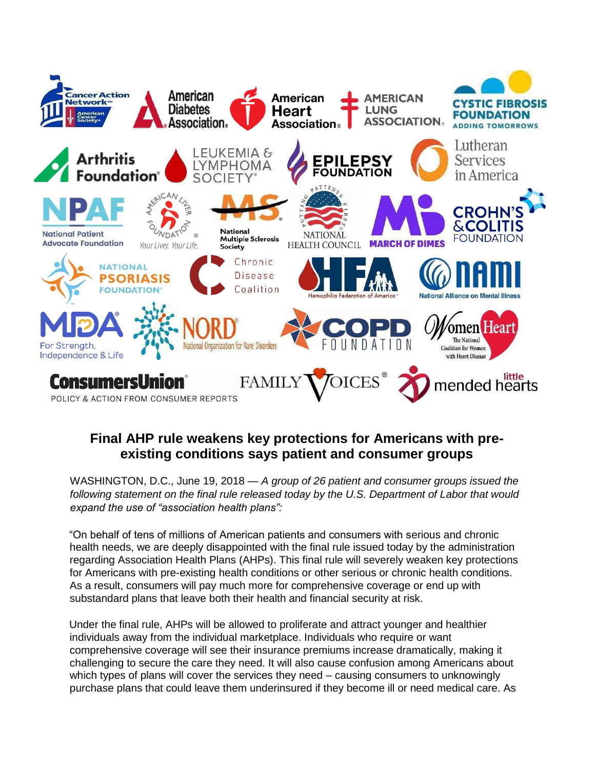## Final AHP rule weakens key protections for Americans with pre-existing conditions says patient and consumer groups

WASHINGTON, D.C., June 19, 2018 — *A group of 26 patient and consumer groups issued the following statement on the final rule released today by the U.S. Department of Labor that would expand the use of "association health plans":*

"On behalf of tens of millions of American patients and consumers with serious and chronic health needs, we are deeply disappointed with the final rule issued today by the administration regarding Association Health Plans (AHPs). This final rule will severely weaken key protections for Americans with pre-existing health conditions or other serious or chronic health conditions. As a result, consumers will pay much more for comprehensive coverage or end up with substandard plans that leave both their health and financial security at risk.

Under the final rule, AHPs will be allowed to proliferate and attract younger and healthier individuals away from the individual marketplace. Individuals who require or want comprehensive coverage will see their insurance premiums increase dramatically, making it challenging to secure the care they need. It will also cause confusion among Americans about which types of plans will cover the services they need – causing consumers to unknowingly purchase plans that could leave them underinsured if they become ill or need medical care. As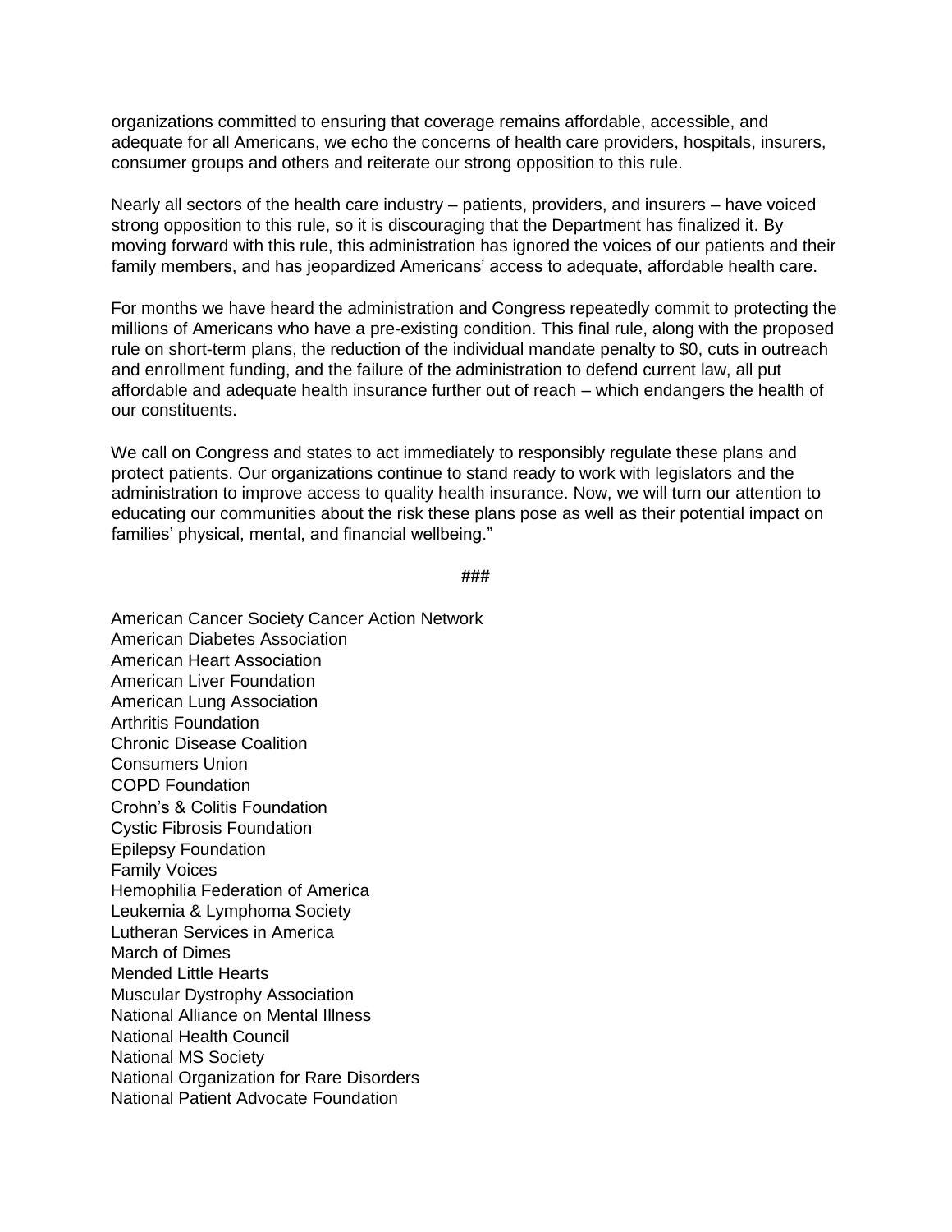organizations committed to ensuring that coverage remains affordable, accessible, and adequate for all Americans, we echo the concerns of health care providers, hospitals, insurers, consumer groups and others and reiterate our strong opposition to this rule.

Nearly all sectors of the health care industry – patients, providers, and insurers – have voiced strong opposition to this rule, so it is discouraging that the Department has finalized it. By moving forward with this rule, this administration has ignored the voices of our patients and their family members, and has jeopardized Americans' access to adequate, affordable health care.

For months we have heard the administration and Congress repeatedly commit to protecting the millions of Americans who have a pre-existing condition. This final rule, along with the proposed rule on short-term plans, the reduction of the individual mandate penalty to $0, cuts in outreach and enrollment funding, and the failure of the administration to defend current law, all put affordable and adequate health insurance further out of reach – which endangers the health of our constituents.

We call on Congress and states to act immediately to responsibly regulate these plans and protect patients. Our organizations continue to stand ready to work with legislators and the administration to improve access to quality health insurance. Now, we will turn our attention to educating our communities about the risk these plans pose as well as their potential impact on families' physical, mental, and financial wellbeing."

###

American Cancer Society Cancer Action Network
American Diabetes Association
American Heart Association
American Liver Foundation
American Lung Association
Arthritis Foundation
Chronic Disease Coalition
Consumers Union
COPD Foundation
Crohn's & Colitis Foundation
Cystic Fibrosis Foundation
Epilepsy Foundation
Family Voices
Hemophilia Federation of America
Leukemia & Lymphoma Society
Lutheran Services in America
March of Dimes
Mended Little Hearts
Muscular Dystrophy Association
National Alliance on Mental Illness
National Health Council
National MS Society
National Organization for Rare Disorders
National Patient Advocate Foundation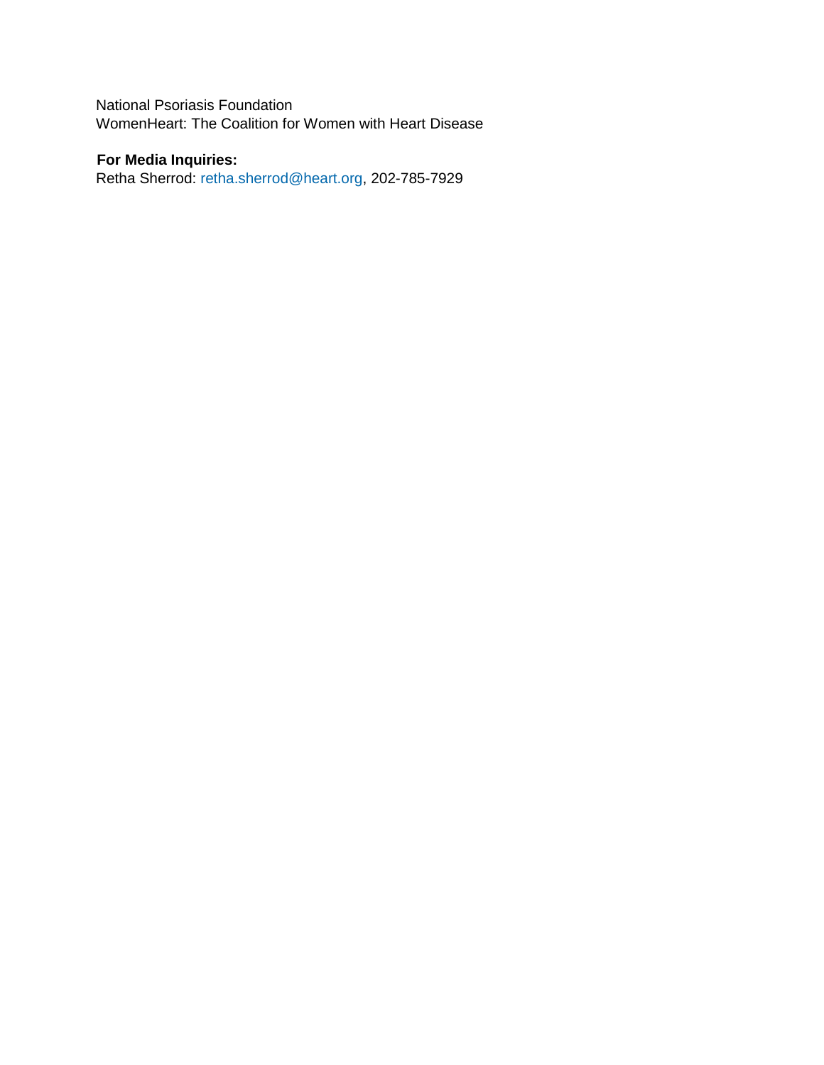National Psoriasis Foundation
WomenHeart: The Coalition for Women with Heart Disease

**For Media Inquiries:**
Retha Sherrod: retha.sherrod@heart.org, 202-785-7929